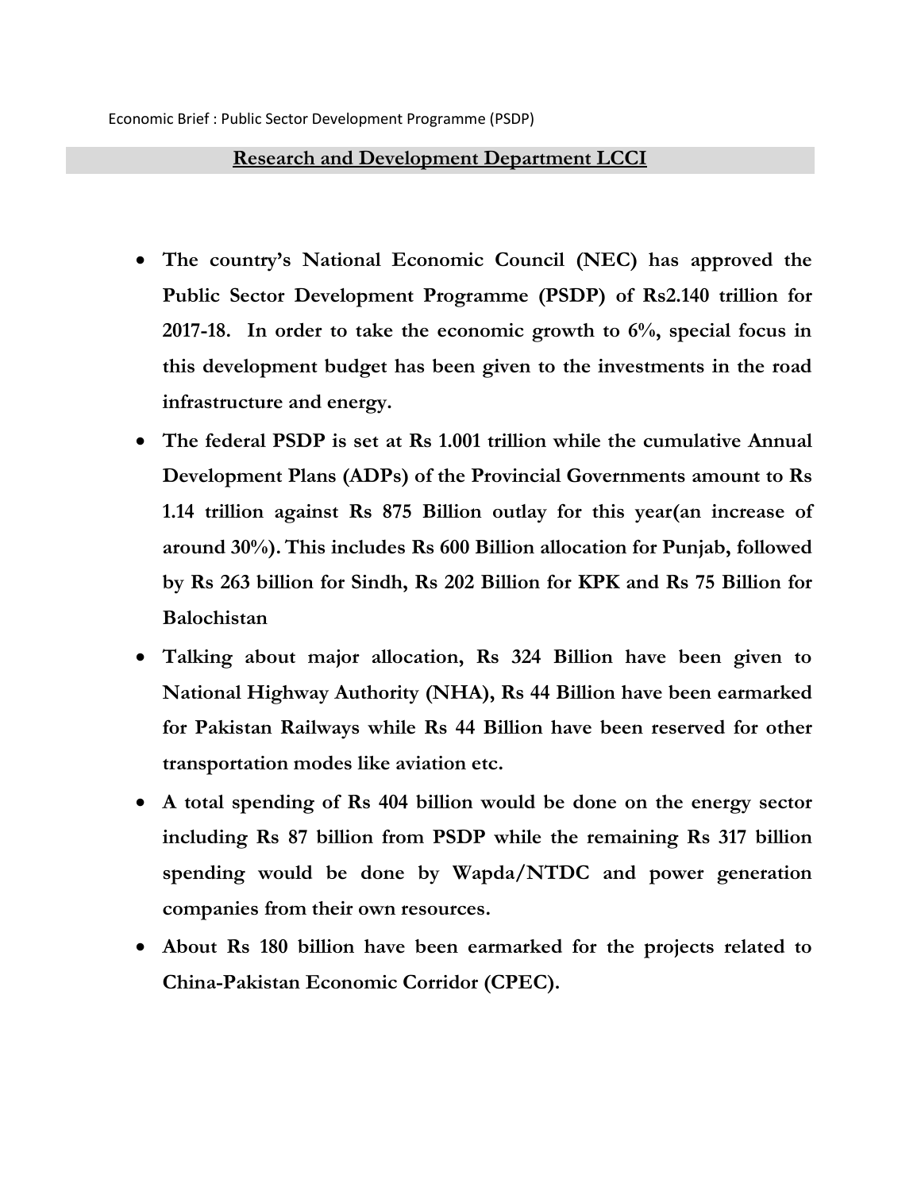Economic Brief : Public Sector Development Programme (PSDP)

## Research and Development Department LCCI

- **The country's National Economic Council (NEC) has approved the Public Sector Development Programme (PSDP) of Rs2.140 trillion for 2017-18. In order to take the economic growth to 6%, special focus in this development budget has been given to the investments in the road infrastructure and energy.**
- **The federal PSDP is set at Rs 1.001 trillion while the cumulative Annual Development Plans (ADPs) of the Provincial Governments amount to Rs 1.14 trillion against Rs 875 Billion outlay for this year(an increase of around 30%). This includes Rs 600 Billion allocation for Punjab, followed by Rs 263 billion for Sindh, Rs 202 Billion for KPK and Rs 75 Billion for Balochistan**
- **Talking about major allocation, Rs 324 Billion have been given to National Highway Authority (NHA), Rs 44 Billion have been earmarked for Pakistan Railways while Rs 44 Billion have been reserved for other transportation modes like aviation etc.**
- **A total spending of Rs 404 billion would be done on the energy sector including Rs 87 billion from PSDP while the remaining Rs 317 billion spending would be done by Wapda/NTDC and power generation companies from their own resources.**
- **About Rs 180 billion have been earmarked for the projects related to China-Pakistan Economic Corridor (CPEC).**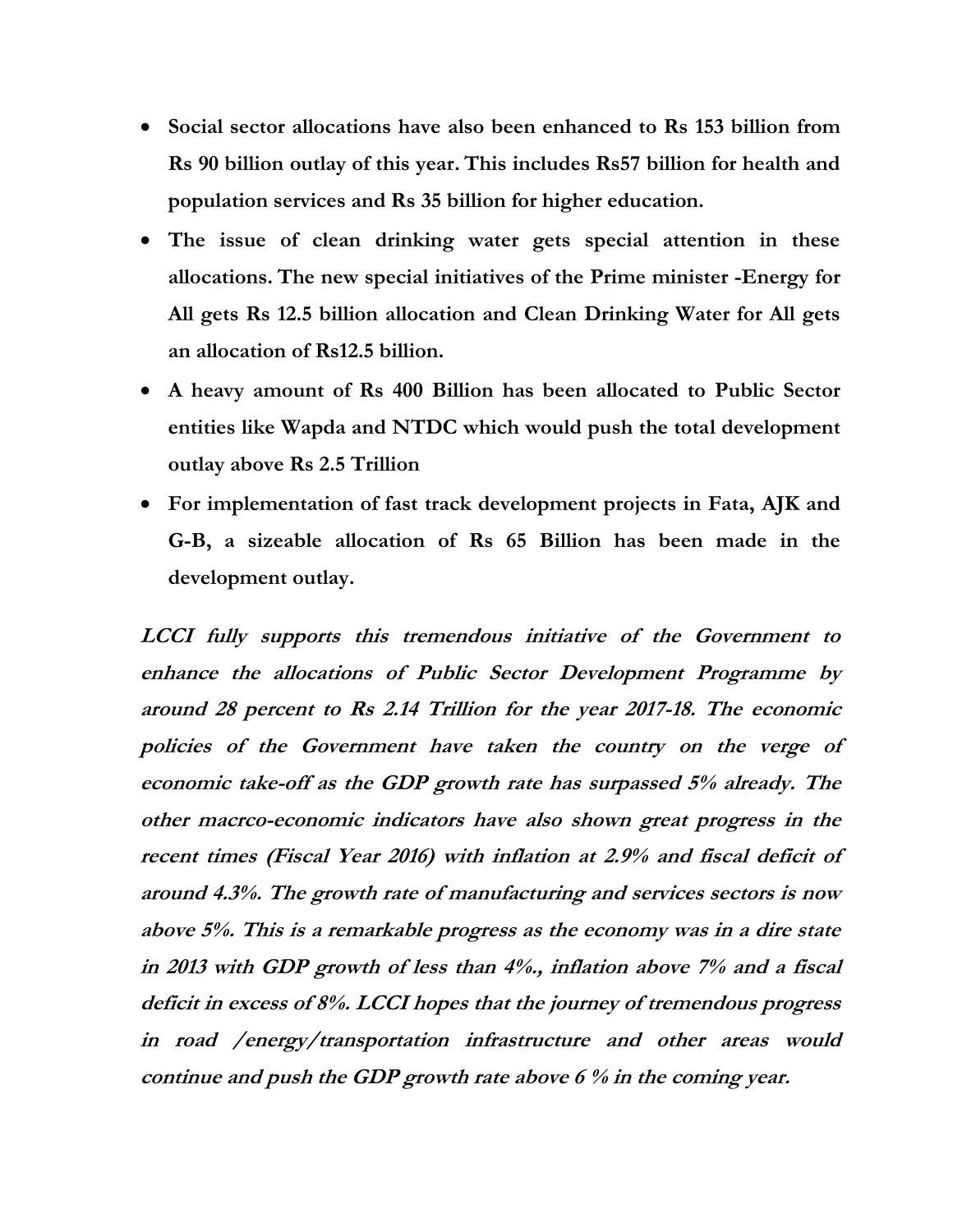- **Social sector allocations have also been enhanced to Rs 153 billion from Rs 90 billion outlay of this year. This includes Rs57 billion for health and population services and Rs 35 billion for higher education.**
- **The issue of clean drinking water gets special attention in these allocations. The new special initiatives of the Prime minister -Energy for All gets Rs 12.5 billion allocation and Clean Drinking Water for All gets an allocation of Rs12.5 billion.**
- **A heavy amount of Rs 400 Billion has been allocated to Public Sector entities like Wapda and NTDC which would push the total development outlay above Rs 2.5 Trillion**
- **For implementation of fast track development projects in Fata, AJK and G-B, a sizeable allocation of Rs 65 Billion has been made in the development outlay.**

***LCCI fully supports this tremendous initiative of the Government to enhance the allocations of Public Sector Development Programme by around 28 percent to Rs 2.14 Trillion for the year 2017-18. The economic policies of the Government have taken the country on the verge of economic take-off as the GDP growth rate has surpassed 5% already. The other macrco-economic indicators have also shown great progress in the recent times (Fiscal Year 2016) with inflation at 2.9% and fiscal deficit of around 4.3%. The growth rate of manufacturing and services sectors is now above 5%. This is a remarkable progress as the economy was in a dire state in 2013 with GDP growth of less than 4%., inflation above 7% and a fiscal deficit in excess of 8%. LCCI hopes that the journey of tremendous progress in road /energy/transportation infrastructure and other areas would continue and push the GDP growth rate above 6 % in the coming year.***